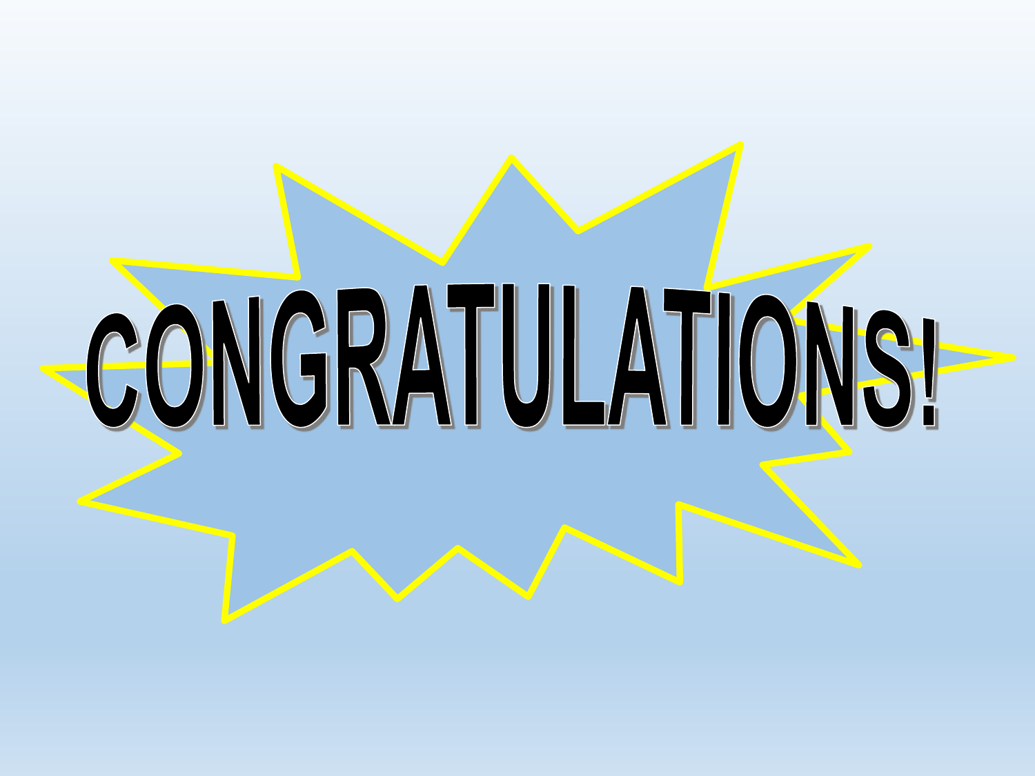# CONGRATULATIONS!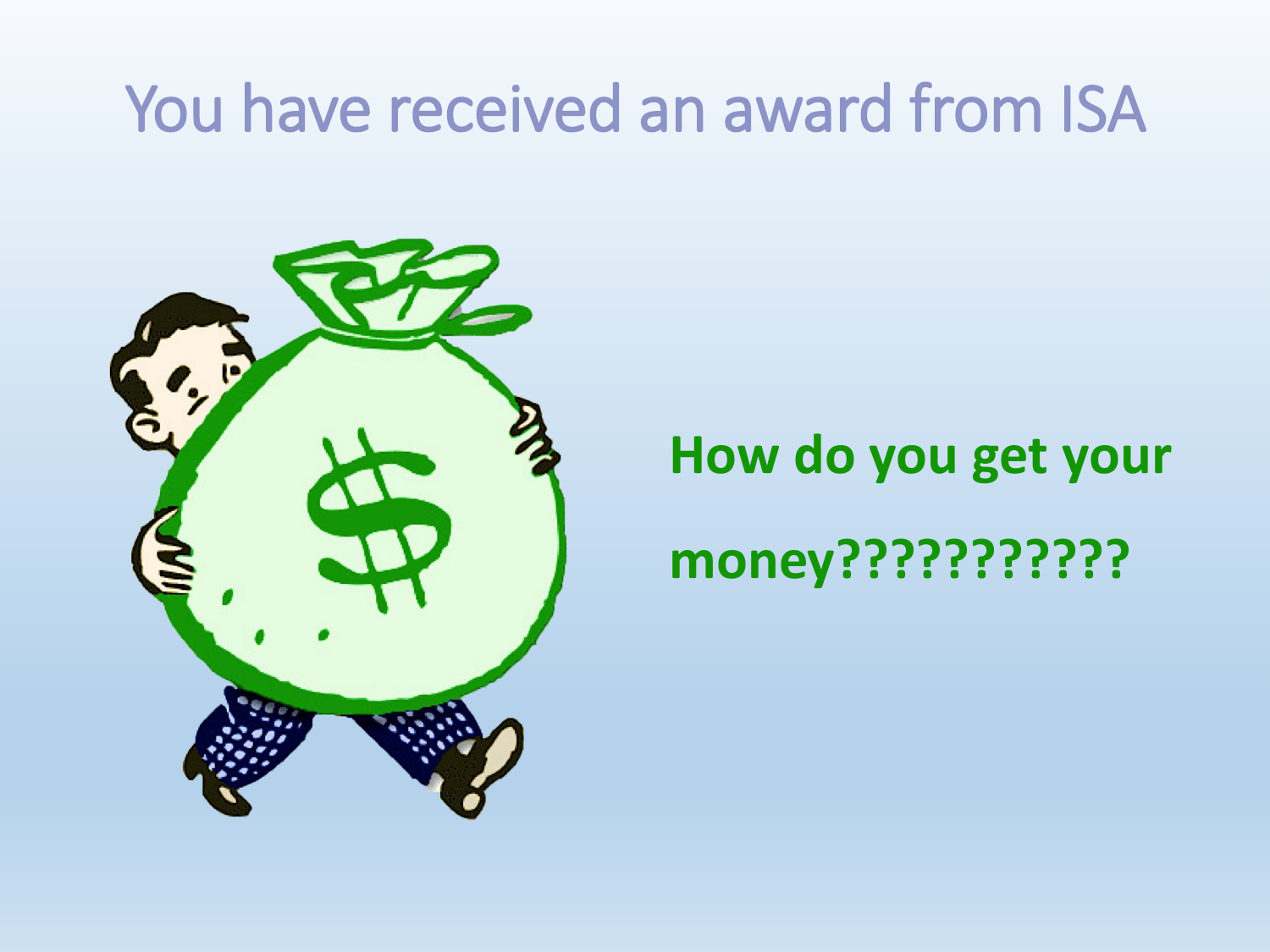# You have received an award from ISA

**How do you get your money????????????**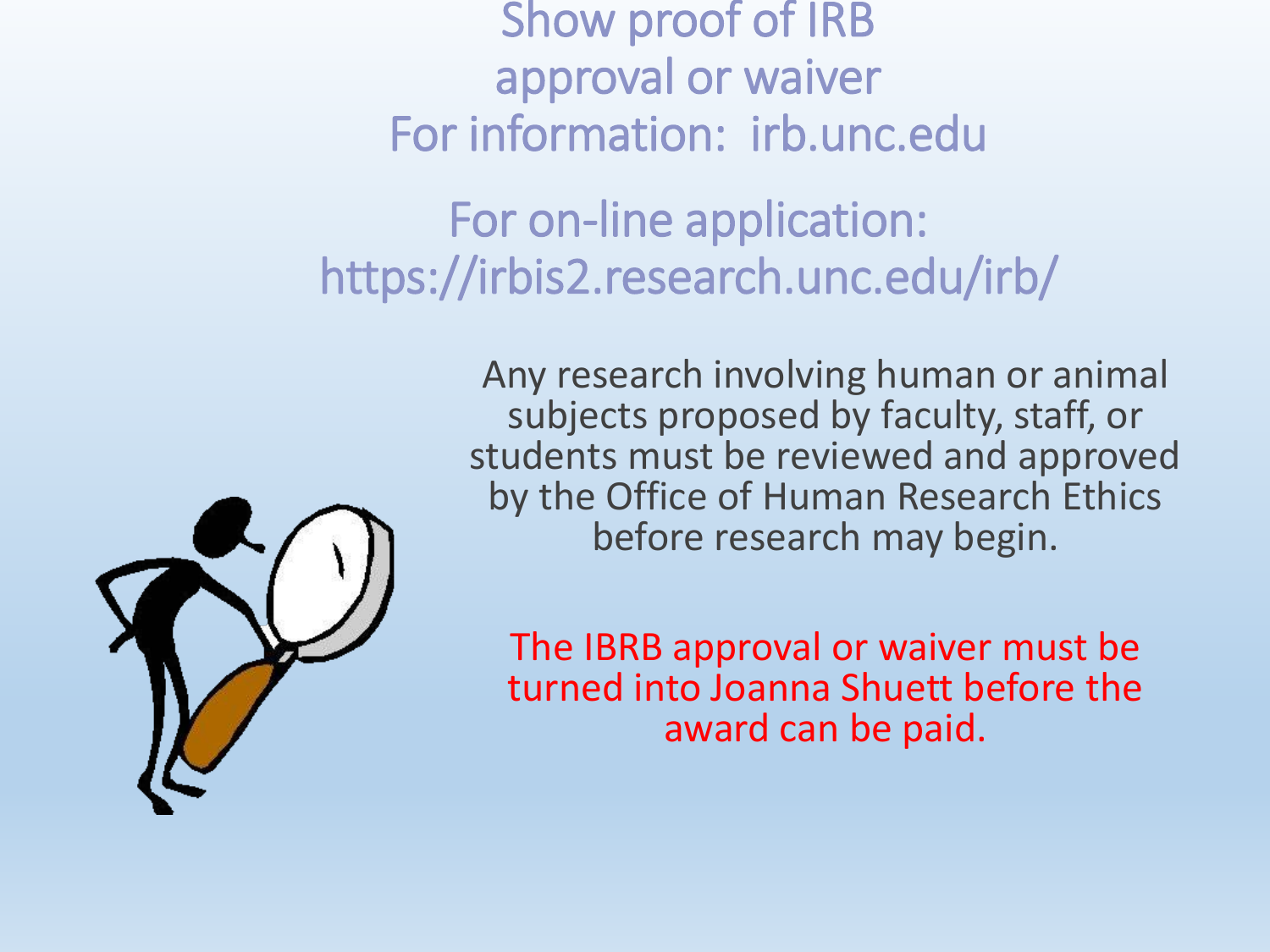# Show proof of IRB approval or waiver

For information: irb.unc.edu

For on-line application: https://irbis2.research.unc.edu/irb/

Any research involving human or animal subjects proposed by faculty, staff, or students must be reviewed and approved by the Office of Human Research Ethics before research may begin.

The IBRB approval or waiver must be turned into Joanna Shuett before the award can be paid.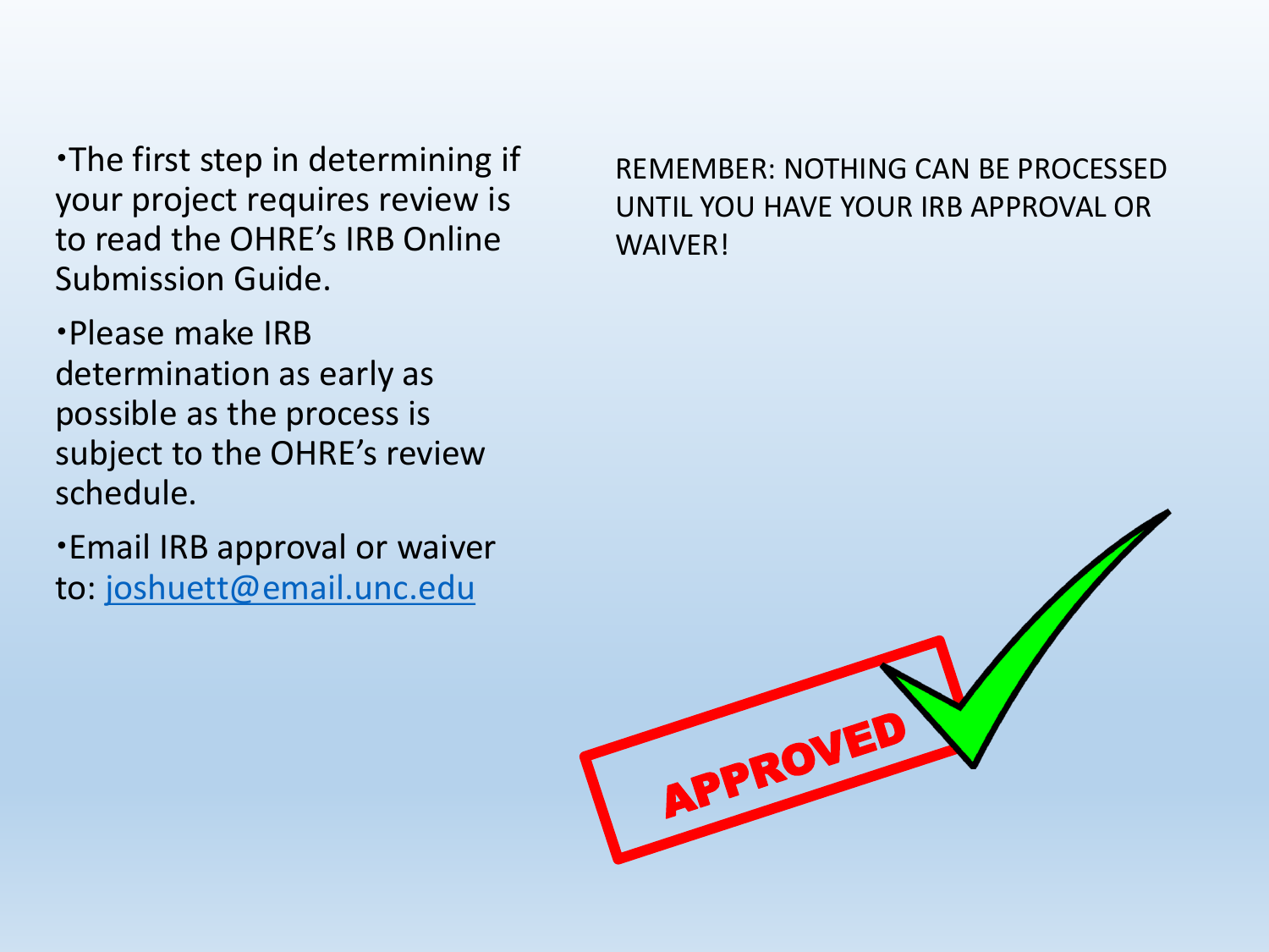- The first step in determining if your project requires review is to read the OHRE's IRB Online Submission Guide.
- Please make IRB determination as early as possible as the process is subject to the OHRE's review schedule.
- Email IRB approval or waiver to: [joshuett@email.unc.edu](mailto:joshuett@email.unc.edu)

REMEMBER: NOTHING CAN BE PROCESSED UNTIL YOU HAVE YOUR IRB APPROVAL OR WAIVER!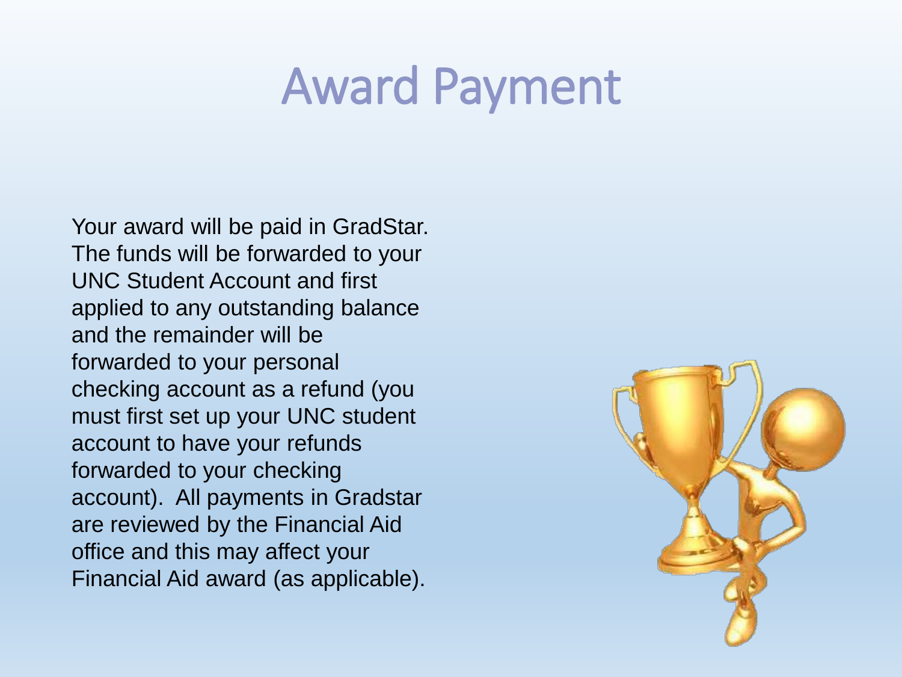# Award Payment

Your award will be paid in GradStar. The funds will be forwarded to your UNC Student Account and first applied to any outstanding balance and the remainder will be forwarded to your personal checking account as a refund (you must first set up your UNC student account to have your refunds forwarded to your checking account). All payments in Gradstar are reviewed by the Financial Aid office and this may affect your Financial Aid award (as applicable).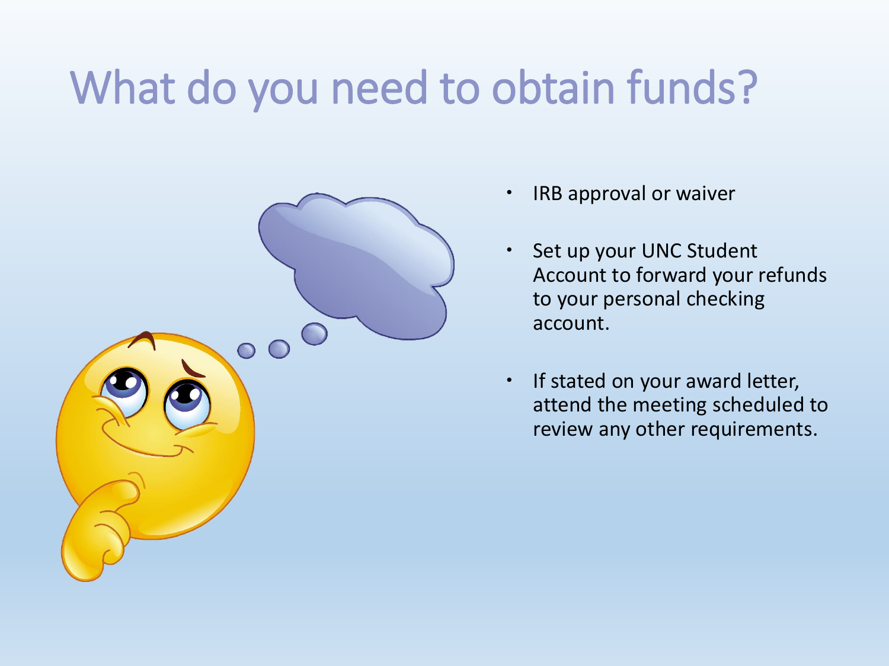# What do you need to obtain funds?

- IRB approval or waiver
- Set up your UNC Student Account to forward your refunds to your personal checking account.
- If stated on your award letter, attend the meeting scheduled to review any other requirements.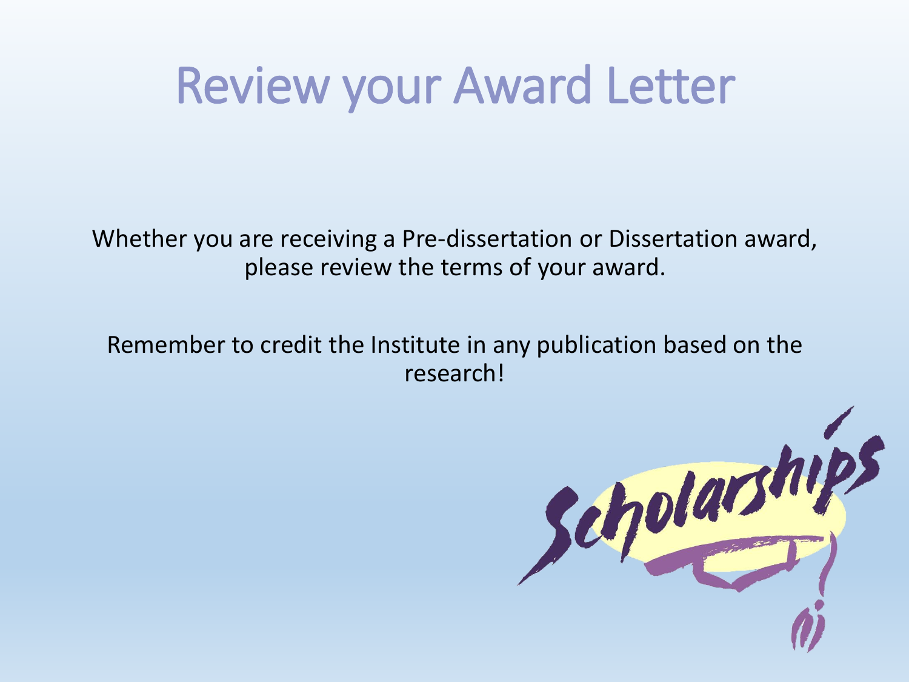# Review your Award Letter

Whether you are receiving a Pre-dissertation or Dissertation award, please review the terms of your award.

Remember to credit the Institute in any publication based on the research!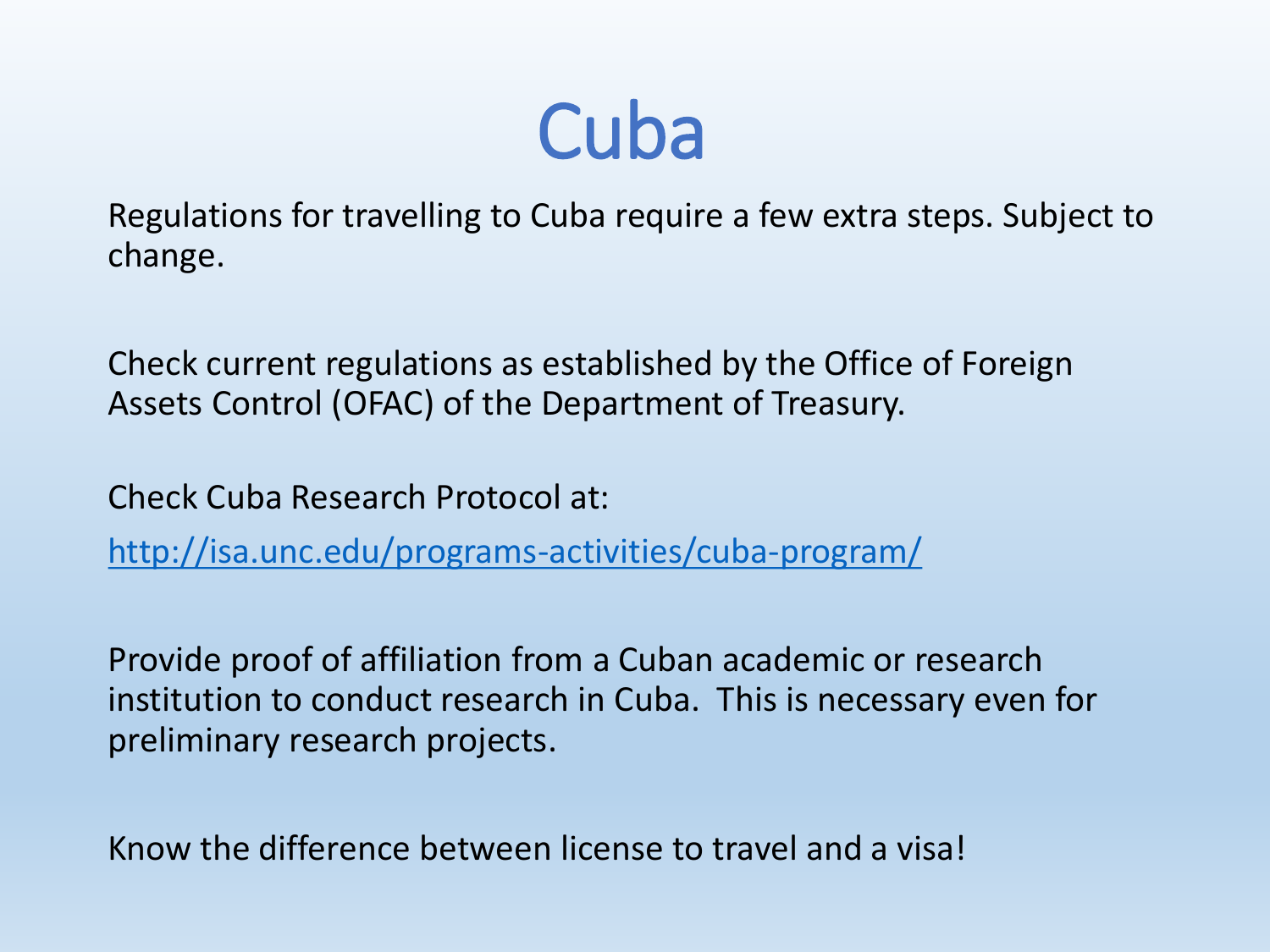# Cuba

Regulations for travelling to Cuba require a few extra steps. Subject to change.

Check current regulations as established by the Office of Foreign Assets Control (OFAC) of the Department of Treasury.

Check Cuba Research Protocol at:

[http://isa.unc.edu/programs-activities/cuba-program/](http://isa.unc.edu/programs-activities/cuba-program/)

Provide proof of affiliation from a Cuban academic or research institution to conduct research in Cuba. This is necessary even for preliminary research projects.

Know the difference between license to travel and a visa!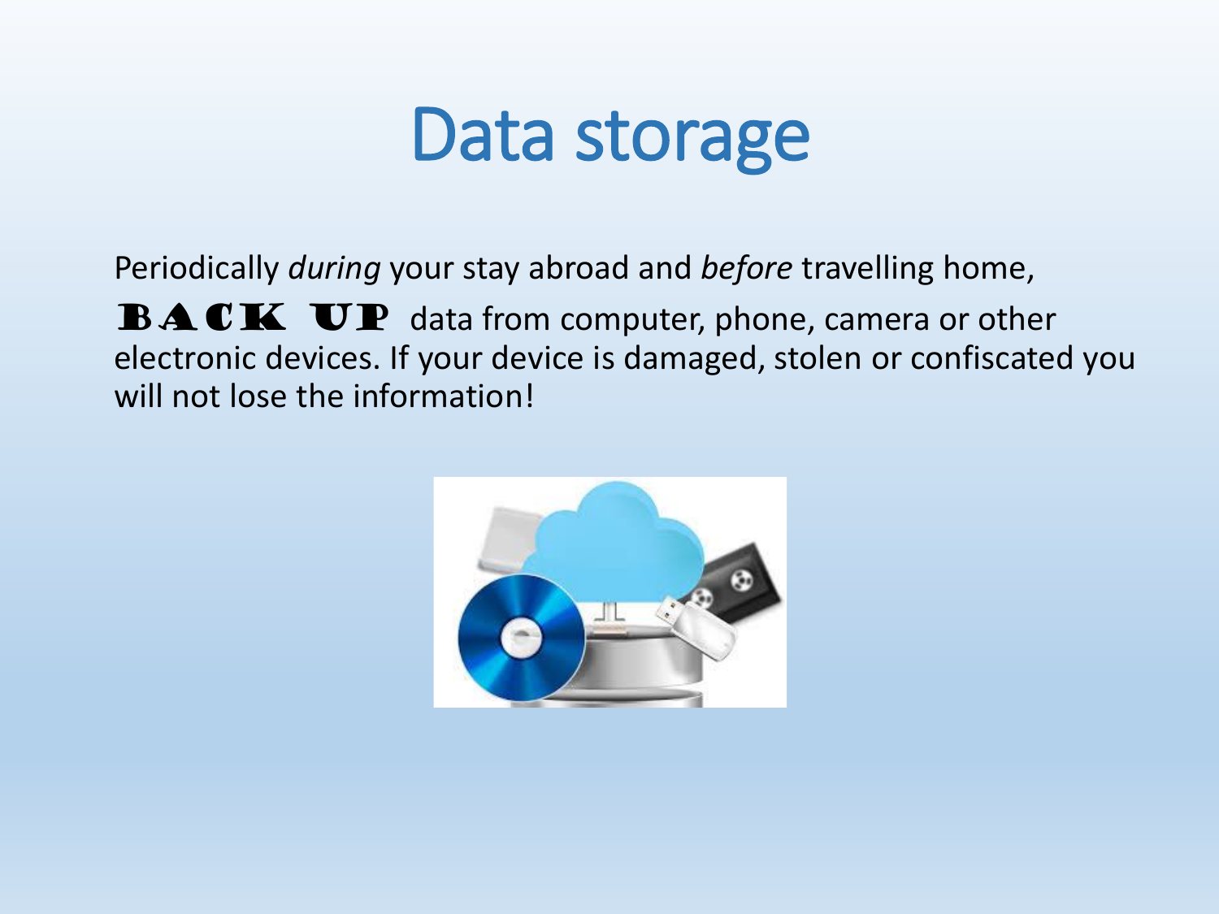# Data storage

Periodically *during* your stay abroad and *before* travelling home, **BACK UP** data from computer, phone, camera or other electronic devices. If your device is damaged, stolen or confiscated you will not lose the information!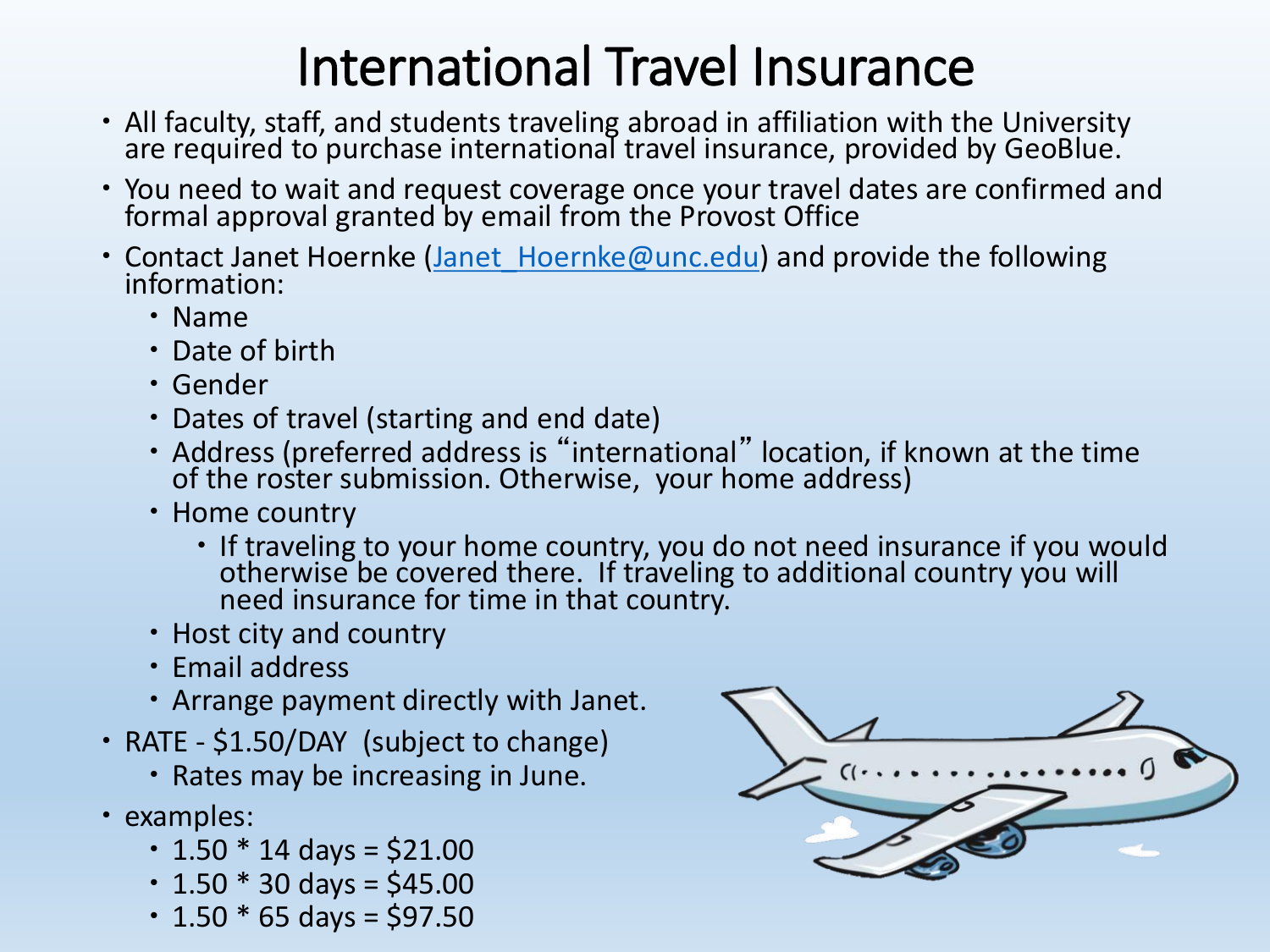# International Travel Insurance

- All faculty, staff, and students traveling abroad in affiliation with the University are required to purchase international travel insurance, provided by GeoBlue.
- You need to wait and request coverage once your travel dates are confirmed and formal approval granted by email from the Provost Office
- Contact Janet Hoernke (Janet_Hoernke@unc.edu) and provide the following information:
  - Name
  - Date of birth
  - Gender
  - Dates of travel (starting and end date)
  - Address (preferred address is "international" location, if known at the time of the roster submission. Otherwise, your home address)
  - Home country
    - If traveling to your home country, you do not need insurance if you would otherwise be covered there. If traveling to additional country you will need insurance for time in that country.
  - Host city and country
  - Email address
  - Arrange payment directly with Janet.
- RATE - $1.50/DAY (subject to change)
  - Rates may be increasing in June.
- examples:
  - 1.50 * 14 days = $21.00
  - 1.50 * 30 days = $45.00
  - 1.50 * 65 days = $97.50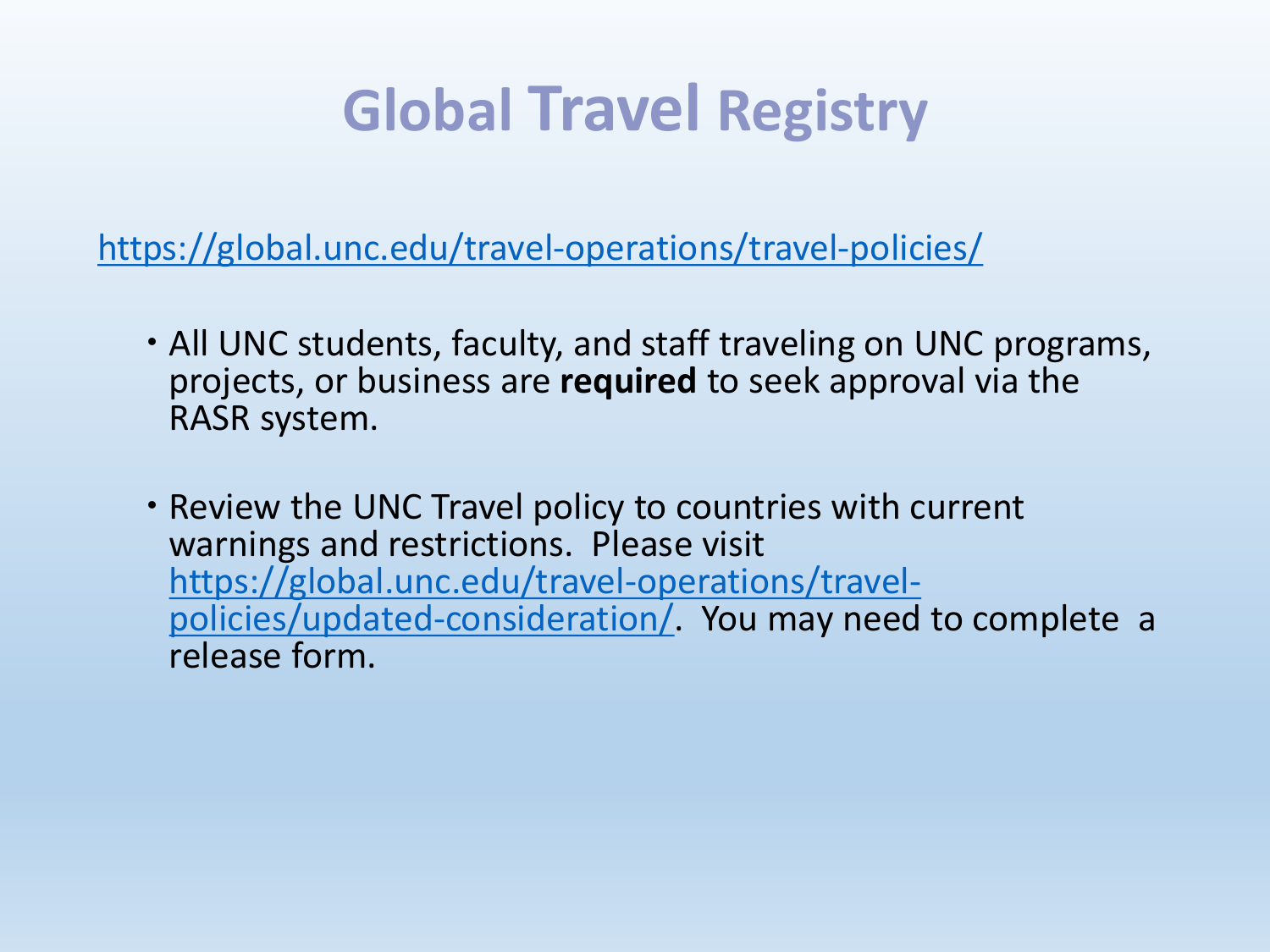# Global Travel Registry

https://global.unc.edu/travel-operations/travel-policies/

- All UNC students, faculty, and staff traveling on UNC programs, projects, or business are **required** to seek approval via the RASR system.
- Review the UNC Travel policy to countries with current warnings and restrictions. Please visit https://global.unc.edu/travel-operations/travel-policies/updated-consideration/. You may need to complete a release form.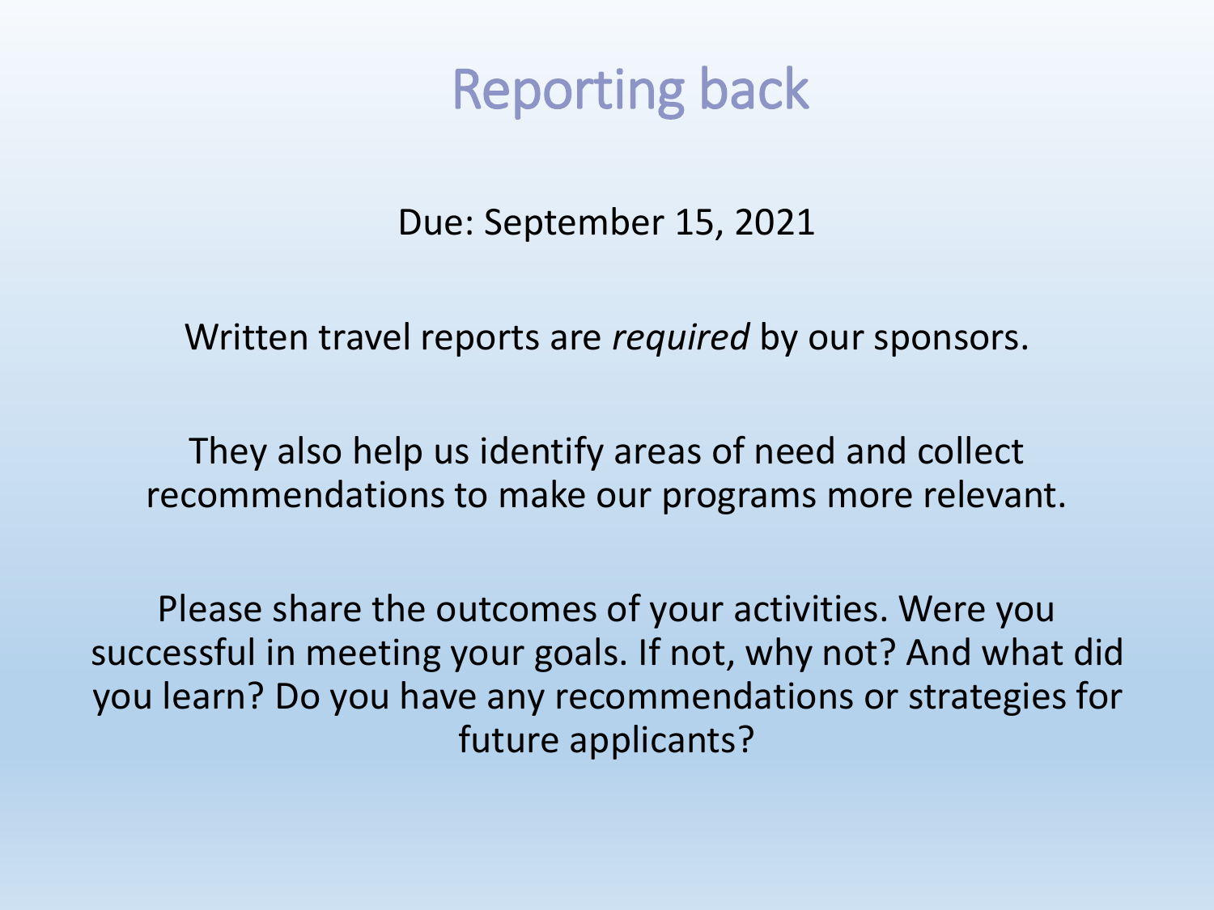# Reporting back

Due: September 15, 2021

Written travel reports are *required* by our sponsors.

They also help us identify areas of need and collect recommendations to make our programs more relevant.

Please share the outcomes of your activities. Were you successful in meeting your goals. If not, why not? And what did you learn? Do you have any recommendations or strategies for future applicants?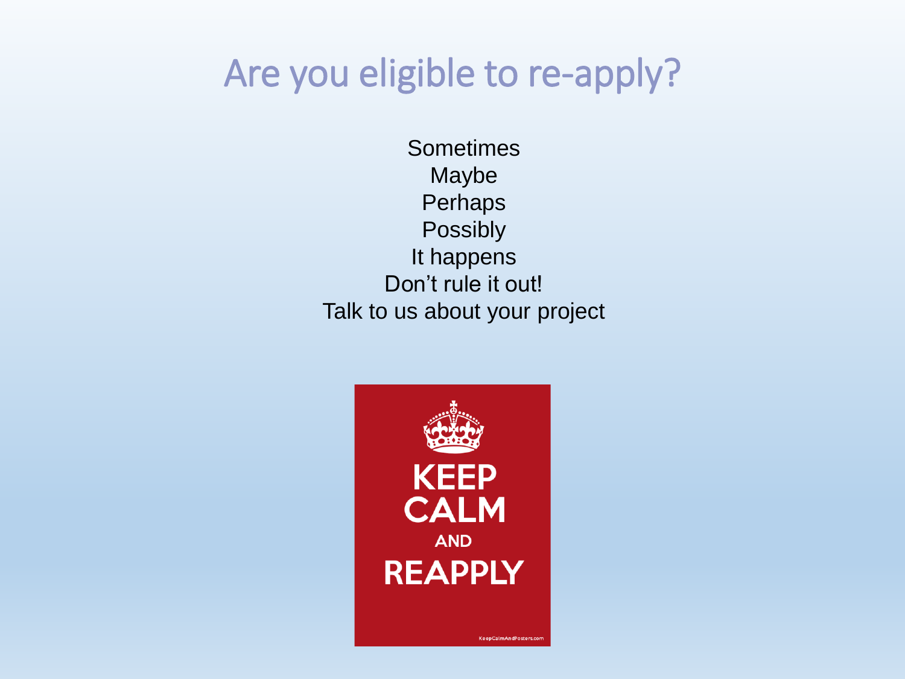# Are you eligible to re-apply?

Sometimes
Maybe
Perhaps
Possibly
It happens
Don't rule it out!
Talk to us about your project

KEEP CALM AND REAPPLY

KeepCalmAndPosters.com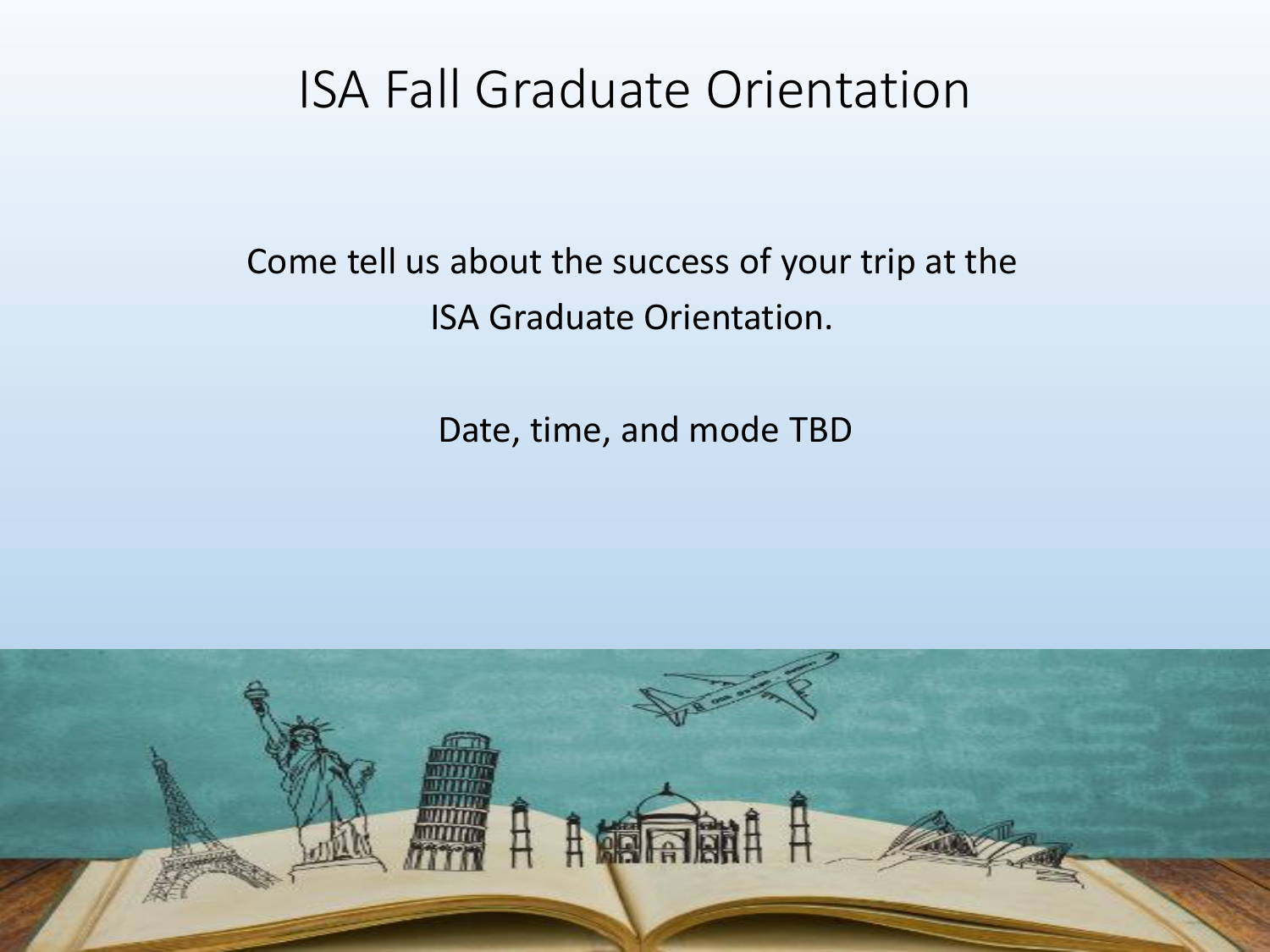# ISA Fall Graduate Orientation

Come tell us about the success of your trip at the ISA Graduate Orientation.

Date, time, and mode TBD